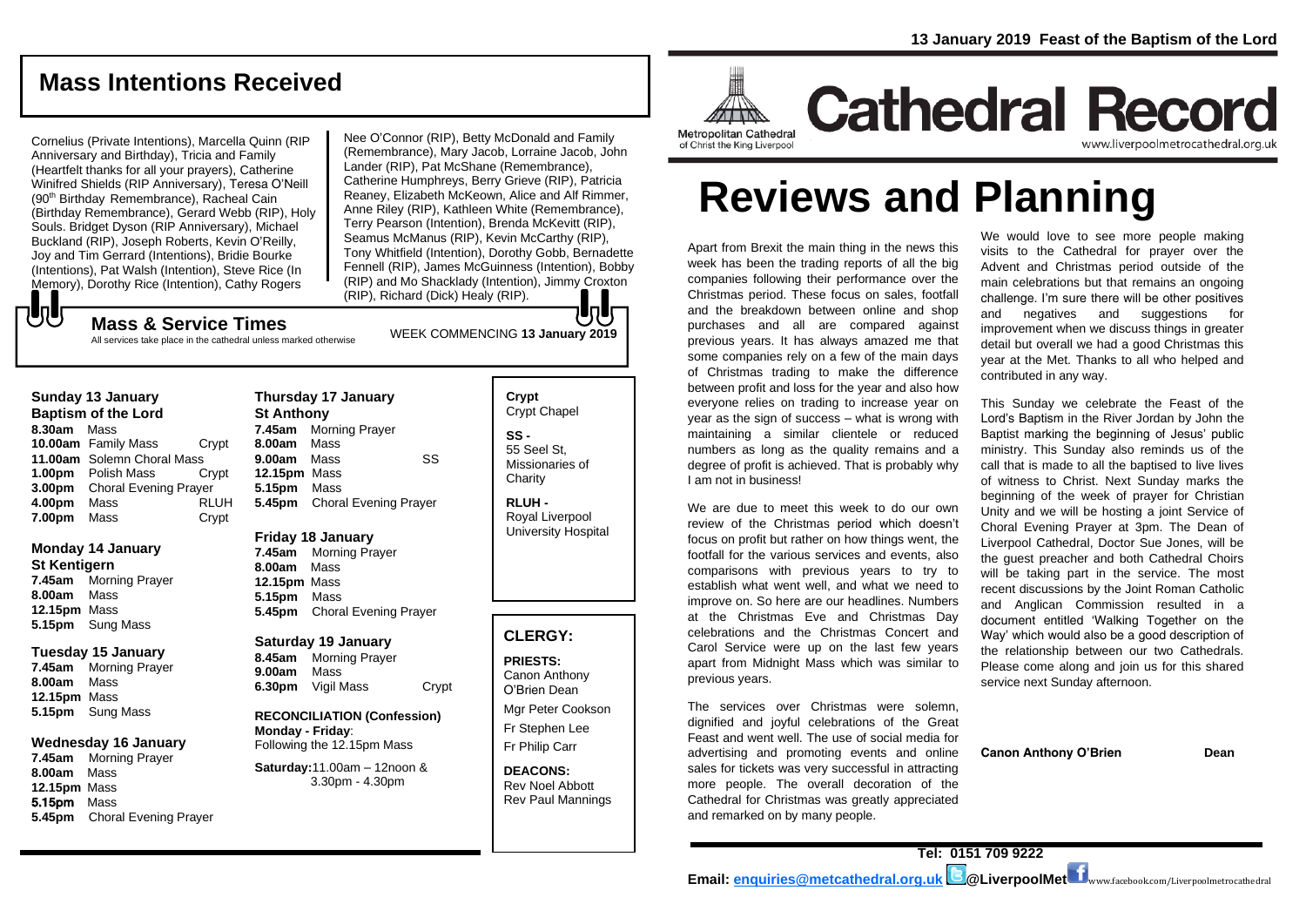13 January 2019 Feast of the Baptism of the Lord

# Cathedral Record

Metropolitan Cathedral of Christ the King Liverpool

www.liverpoolmetrocathedral.org.uk

## Mass Intentions Received

Cornelius (Private Intentions), Marcella Quinn (RIP Anniversary and Birthday), Tricia and Family (Heartfelt thanks for all your prayers), Catherine Winifred Shields (RIP Anniversary), Teresa O'Neill (90th Birthday Remembrance), Racheal Cain (Birthday Remembrance), Gerard Webb (RIP), Holy Souls. Bridget Dyson (RIP Anniversary), Michael Buckland (RIP), Joseph Roberts, Kevin O'Reilly, Joy and Tim Gerrard (Intentions), Bridie Bourke (Intentions), Pat Walsh (Intention), Steve Rice (In Memory), Dorothy Rice (Intention), Cathy Rogers Nee O'Connor (RIP), Betty McDonald and Family (Remembrance), Mary Jacob, Lorraine Jacob, John Lander (RIP), Pat McShane (Remembrance), Catherine Humphreys, Berry Grieve (RIP), Patricia Reaney, Elizabeth McKeown, Alice and Alf Rimmer, Anne Riley (RIP), Kathleen White (Remembrance), Terry Pearson (Intention), Brenda McKevitt (RIP), Seamus McManus (RIP), Kevin McCarthy (RIP), Tony Whitfield (Intention), Dorothy Gobb, Bernadette Fennell (RIP), James McGuinness (Intention), Bobby (RIP) and Mo Shacklady (Intention), Jimmy Croxton (RIP), Richard (Dick) Healy (RIP).

## Mass & Service Times

All services take place in the cathedral unless marked otherwise

WEEK COMMENCING **13 January 2019**

### Sunday 13 January
**Baptism of the Lord**

- **8.30am** Mass
- **10.00am** Family Mass — Crypt
- **11.00am** Solemn Choral Mass
- **1.00pm** Polish Mass — Crypt
- **3.00pm** Choral Evening Prayer
- **4.00pm** Mass — RLUH
- **7.00pm** Mass — Crypt

### Monday 14 January
**St Kentigern**

- **7.45am** Morning Prayer
- **8.00am** Mass
- **12.15pm** Mass
- **5.15pm** Sung Mass

### Tuesday 15 January

- **7.45am** Morning Prayer
- **8.00am** Mass
- **12.15pm** Mass
- **5.15pm** Sung Mass

### Wednesday 16 January

- **7.45am** Morning Prayer
- **8.00am** Mass
- **12.15pm** Mass
- **5.15pm** Mass
- **5.45pm** Choral Evening Prayer

### Thursday 17 January
**St Anthony**

- **7.45am** Morning Prayer
- **8.00am** Mass
- **9.00am** Mass — SS
- **12.15pm** Mass
- **5.15pm** Mass
- **5.45pm** Choral Evening Prayer

### Friday 18 January

- **7.45am** Morning Prayer
- **8.00am** Mass
- **12.15pm** Mass
- **5.15pm** Mass
- **5.45pm** Choral Evening Prayer

### Saturday 19 January

- **8.45am** Morning Prayer
- **9.00am** Mass
- **6.30pm** Vigil Mass — Crypt

**RECONCILIATION (Confession)**
**Monday - Friday**: Following the 12.15pm Mass
**Saturday:** 11.00am – 12noon & 3.30pm - 4.30pm

**Crypt** Crypt Chapel

**SS -** 55 Seel St, Missionaries of Charity

**RLUH -** Royal Liverpool University Hospital

## CLERGY:

**PRIESTS:**
Canon Anthony O'Brien Dean
Mgr Peter Cookson
Fr Stephen Lee
Fr Philip Carr

**DEACONS:**
Rev Noel Abbott
Rev Paul Mannings

# Reviews and Planning

Apart from Brexit the main thing in the news this week has been the trading reports of all the big companies following their performance over the Christmas period. These focus on sales, footfall and the breakdown between online and shop purchases and all are compared against previous years. It has always amazed me that some companies rely on a few of the main days of Christmas trading to make the difference between profit and loss for the year and also how everyone relies on trading to increase year on year as the sign of success – what is wrong with maintaining a similar clientele or reduced numbers as long as the quality remains and a degree of profit is achieved. That is probably why I am not in business!

We are due to meet this week to do our own review of the Christmas period which doesn't focus on profit but rather on how things went, the footfall for the various services and events, also comparisons with previous years to try to establish what went well, and what we need to improve on. So here are our headlines. Numbers at the Christmas Eve and Christmas Day celebrations and the Christmas Concert and Carol Service were up on the last few years apart from Midnight Mass which was similar to previous years.

The services over Christmas were solemn, dignified and joyful celebrations of the Great Feast and went well. The use of social media for advertising and promoting events and online sales for tickets was very successful in attracting more people. The overall decoration of the Cathedral for Christmas was greatly appreciated and remarked on by many people.

We would love to see more people making visits to the Cathedral for prayer over the Advent and Christmas period outside of the main celebrations but that remains an ongoing challenge. I'm sure there will be other positives and negatives and suggestions for improvement when we discuss things in greater detail but overall we had a good Christmas this year at the Met. Thanks to all who helped and contributed in any way.

This Sunday we celebrate the Feast of the Lord's Baptism in the River Jordan by John the Baptist marking the beginning of Jesus' public ministry. This Sunday also reminds us of the call that is made to all the baptised to live lives of witness to Christ. Next Sunday marks the beginning of the week of prayer for Christian Unity and we will be hosting a joint Service of Choral Evening Prayer at 3pm. The Dean of Liverpool Cathedral, Doctor Sue Jones, will be the guest preacher and both Cathedral Choirs will be taking part in the service. The most recent discussions by the Joint Roman Catholic and Anglican Commission resulted in a document entitled 'Walking Together on the Way' which would also be a good description of the relationship between our two Cathedrals. Please come along and join us for this shared service next Sunday afternoon.

**Canon Anthony O'Brien** **Dean**

**Tel: 0151 709 9222**
**Email: enquiries@metcathedral.org.uk @LiverpoolMet** www.facebook.com/Liverpoolmetrocathedral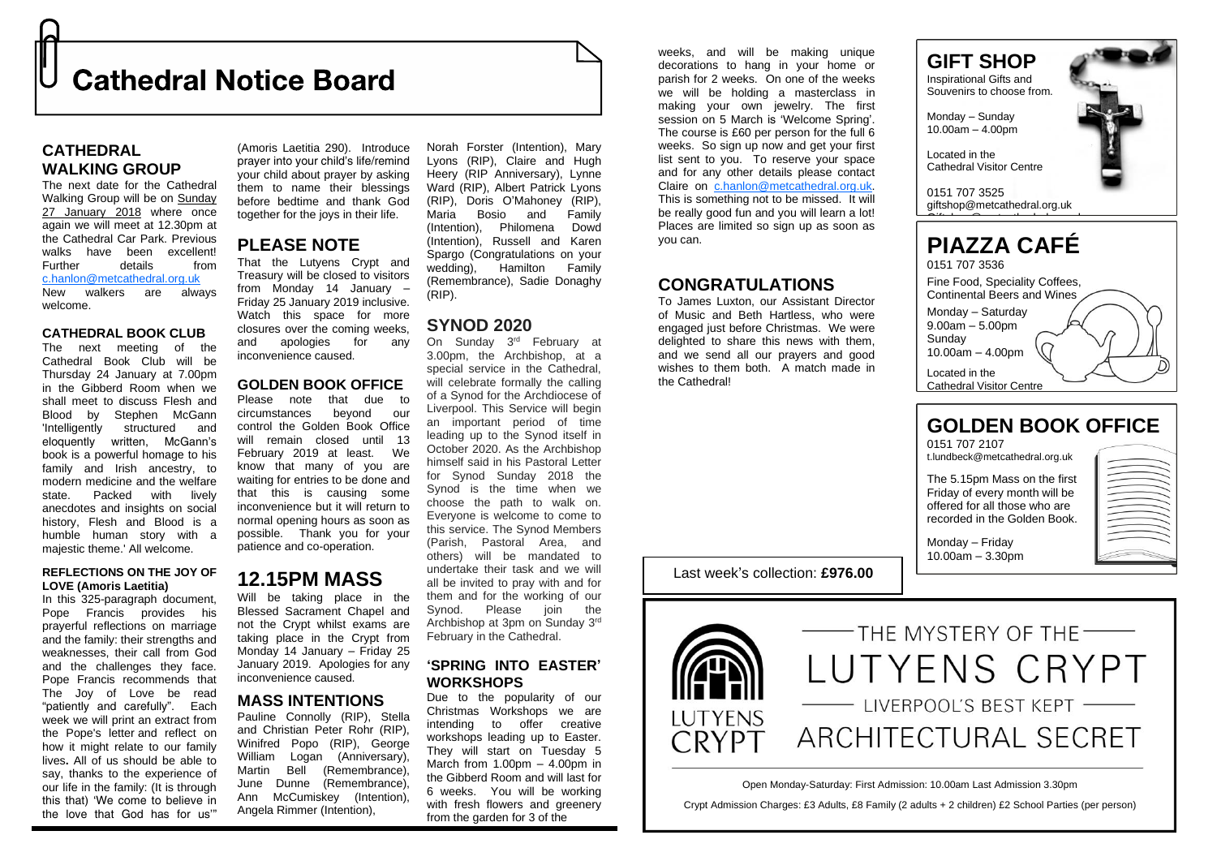# Cathedral Notice Board

## CATHEDRAL WALKING GROUP

The next date for the Cathedral Walking Group will be on Sunday 27 January 2018 where once again we will meet at 12.30pm at the Cathedral Car Park. Previous walks have been excellent! Further details from c.hanlon@metcathedral.org.uk New walkers are always welcome.

### CATHEDRAL BOOK CLUB

The next meeting of the Cathedral Book Club will be Thursday 24 January at 7.00pm in the Gibberd Room when we shall meet to discuss Flesh and Blood by Stephen McGann 'Intelligently structured and eloquently written, McGann's book is a powerful homage to his family and Irish ancestry, to modern medicine and the welfare state. Packed with lively anecdotes and insights on social history, Flesh and Blood is a humble human story with a majestic theme.' All welcome.

#### REFLECTIONS ON THE JOY OF LOVE (Amoris Laetitia)

In this 325-paragraph document, Pope Francis provides his prayerful reflections on marriage and the family: their strengths and weaknesses, their call from God and the challenges they face. Pope Francis recommends that The Joy of Love be read "patiently and carefully". Each week we will print an extract from the Pope's letter and reflect on how it might relate to our family lives**.** All of us should be able to say, thanks to the experience of our life in the family: (It is through this that) 'We come to believe in the love that God has for us'" (Amoris Laetitia 290). Introduce prayer into your child's life/remind your child about prayer by asking them to name their blessings before bedtime and thank God together for the joys in their life.

## PLEASE NOTE

That the Lutyens Crypt and Treasury will be closed to visitors from Monday 14 January – Friday 25 January 2019 inclusive. Watch this space for more closures over the coming weeks, and apologies for any inconvenience caused.

### GOLDEN BOOK OFFICE

Please note that due to circumstances beyond our control the Golden Book Office will remain closed until 13 February 2019 at least. We know that many of you are waiting for entries to be done and that this is causing some inconvenience but it will return to normal opening hours as soon as possible. Thank you for your patience and co-operation.

## 12.15PM MASS

Will be taking place in the Blessed Sacrament Chapel and not the Crypt whilst exams are taking place in the Crypt from Monday 14 January – Friday 25 January 2019. Apologies for any inconvenience caused.

## MASS INTENTIONS

Pauline Connolly (RIP), Stella and Christian Peter Rohr (RIP), Winifred Popo (RIP), George William Logan (Anniversary), Martin Bell (Remembrance), June Dunne (Remembrance), Ann McCumiskey (Intention), Angela Rimmer (Intention), Norah Forster (Intention), Mary Lyons (RIP), Claire and Hugh Heery (RIP Anniversary), Lynne Ward (RIP), Albert Patrick Lyons (RIP), Doris O'Mahoney (RIP), Maria Bosio and Family (Intention), Philomena Dowd (Intention), Russell and Karen Spargo (Congratulations on your wedding), Hamilton Family (Remembrance), Sadie Donaghy (RIP).

## SYNOD 2020

On Sunday 3rd February at 3.00pm, the Archbishop, at a special service in the Cathedral, will celebrate formally the calling of a Synod for the Archdiocese of Liverpool. This Service will begin an important period of time leading up to the Synod itself in October 2020. As the Archbishop himself said in his Pastoral Letter for Synod Sunday 2018 the Synod is the time when we choose the path to walk on. Everyone is welcome to come to this service. The Synod Members (Parish, Pastoral Area, and others) will be mandated to undertake their task and we will all be invited to pray with and for them and for the working of our Synod. Please join the Archbishop at 3pm on Sunday 3rd February in the Cathedral.

### 'SPRING INTO EASTER' WORKSHOPS

Due to the popularity of our Christmas Workshops we are intending to offer creative workshops leading up to Easter. They will start on Tuesday 5 March from 1.00pm – 4.00pm in the Gibberd Room and will last for 6 weeks. You will be working with fresh flowers and greenery from the garden for 3 of the weeks, and will be making unique decorations to hang in your home or parish for 2 weeks. On one of the weeks we will be holding a masterclass in making your own jewelry. The first session on 5 March is 'Welcome Spring'. The course is £60 per person for the full 6 weeks. So sign up now and get your first list sent to you. To reserve your space and for any other details please contact Claire on c.hanlon@metcathedral.org.uk. This is something not to be missed. It will be really good fun and you will learn a lot! Places are limited so sign up as soon as you can.

## CONGRATULATIONS

To James Luxton, our Assistant Director of Music and Beth Hartless, who were engaged just before Christmas. We were delighted to share this news with them, and we send all our prayers and good wishes to them both. A match made in the Cathedral!

Last week's collection: **£976.00**

## GIFT SHOP

Inspirational Gifts and Souvenirs to choose from.

Monday – Sunday
10.00am – 4.00pm

Located in the Cathedral Visitor Centre

0151 707 3525
giftshop@metcathedral.org.uk

## PIAZZA CAFÉ

0151 707 3536

Fine Food, Speciality Coffees, Continental Beers and Wines

Monday – Saturday
9.00am – 5.00pm
Sunday
10.00am – 4.00pm

Located in the Cathedral Visitor Centre

## GOLDEN BOOK OFFICE

0151 707 2107
t.lundbeck@metcathedral.org.uk

The 5.15pm Mass on the first Friday of every month will be offered for all those who are recorded in the Golden Book.

Monday – Friday
10.00am – 3.30pm

LUTYENS CRYPT

THE MYSTERY OF THE LUTYENS CRYPT — LIVERPOOL'S BEST KEPT ARCHITECTURAL SECRET

Open Monday-Saturday: First Admission: 10.00am Last Admission 3.30pm

Crypt Admission Charges: £3 Adults, £8 Family (2 adults + 2 children) £2 School Parties (per person)